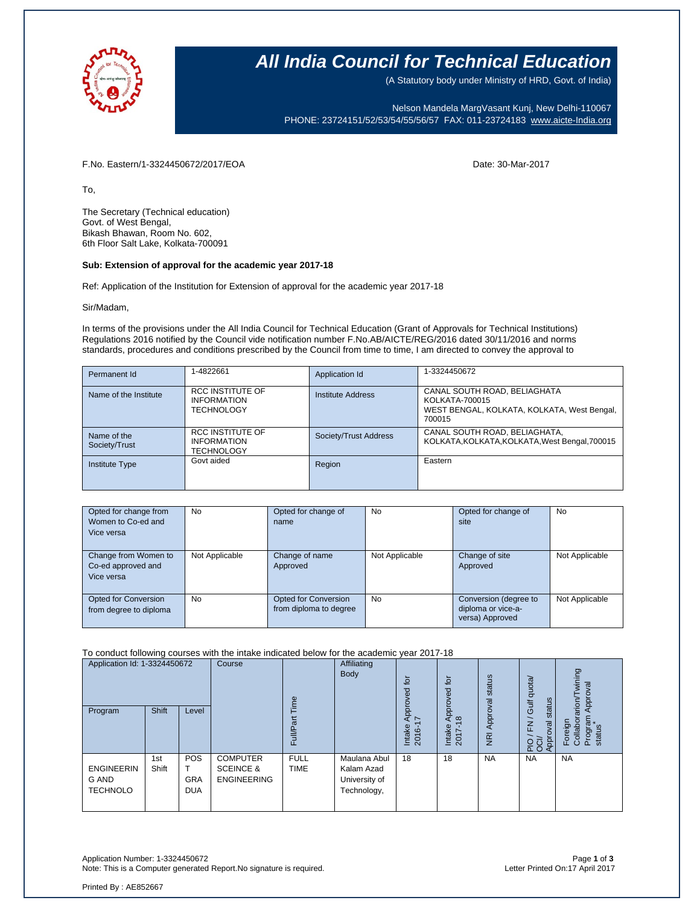# All India Council for Technical Education

(A Statutory body under Ministry of HRD, Govt. of India)

Nelson Mandela MargVasant Kunj, New Delhi-110067
PHONE: 23724151/52/53/54/55/56/57 FAX: 011-23724183 www.aicte-India.org

F.No. Eastern/1-3324450672/2017/EOA

Date: 30-Mar-2017

To,

The Secretary (Technical education)
Govt. of West Bengal,
Bikash Bhawan, Room No. 602,
6th Floor Salt Lake, Kolkata-700091

**Sub: Extension of approval for the academic year 2017-18**

Ref: Application of the Institution for Extension of approval for the academic year 2017-18

Sir/Madam,

In terms of the provisions under the All India Council for Technical Education (Grant of Approvals for Technical Institutions) Regulations 2016 notified by the Council vide notification number F.No.AB/AICTE/REG/2016 dated 30/11/2016 and norms standards, procedures and conditions prescribed by the Council from time to time, I am directed to convey the approval to

| Permanent Id | 1-4822661 | Application Id | 1-3324450672 |
|---|---|---|---|
| Name of the Institute | RCC INSTITUTE OF INFORMATION TECHNOLOGY | Institute Address | CANAL SOUTH ROAD, BELIAGHATA KOLKATA-700015 WEST BENGAL, KOLKATA, KOLKATA, West Bengal, 700015 |
| Name of the Society/Trust | RCC INSTITUTE OF INFORMATION TECHNOLOGY | Society/Trust Address | CANAL SOUTH ROAD, BELIAGHATA, KOLKATA,KOLKATA,KOLKATA,West Bengal,700015 |
| Institute Type | Govt aided | Region | Eastern |

| Opted for change from Women to Co-ed and Vice versa | No | Opted for change of name | No | Opted for change of site | No |
|---|---|---|---|---|---|
| Change from Women to Co-ed approved and Vice versa | Not Applicable | Change of name Approved | Not Applicable | Change of site Approved | Not Applicable |
| Opted for Conversion from degree to diploma | No | Opted for Conversion from diploma to degree | No | Conversion (degree to diploma or vice-a-versa) Approved | Not Applicable |

To conduct following courses with the intake indicated below for the academic year 2017-18

| Application Id: 1-3324450672 | | | Course | Full/Part Time | Affiliating Body | Intake Approved for 2016-17 | Intake Approved for 2017-18 | NRI Approval status | PIO / FN / Gulf quota/ OCI/ Approval status | Foreign Collaborarion/Twining Program Approval status* |
|---|---|---|---|---|---|---|---|---|---|---|
| Program | Shift | Level | | | | | | | | |
| ENGINEERING AND TECHNOLO | 1st Shift | POST GRADUA | COMPUTER SCEINCE & ENGINEERING | FULL TIME | Maulana Abul Kalam Azad University of Technology, | 18 | 18 | NA | NA | NA |

Application Number: 1-3324450672
Note: This is a Computer generated Report.No signature is required.

Letter Printed On:17 April 2017

Printed By : AE852667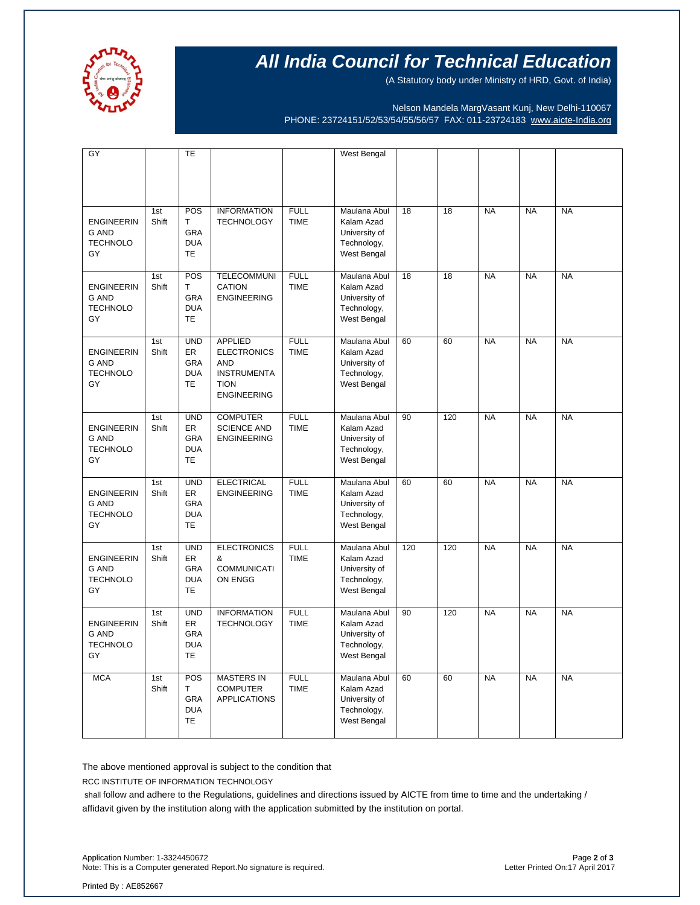# All India Council for Technical Education

(A Statutory body under Ministry of HRD, Govt. of India)

Nelson Mandela MargVasant Kunj, New Delhi-110067
PHONE: 23724151/52/53/54/55/56/57 FAX: 011-23724183 www.aicte-India.org

| | | | | | | | | | | |
|---|---|---|---|---|---|---|---|---|---|---|
| GY | | TE | | | West Bengal | | | | | |
| ENGINEERING AND TECHNOLOGY | 1st Shift | POST GRADUATE | INFORMATION TECHNOLOGY | FULL TIME | Maulana Abul Kalam Azad University of Technology, West Bengal | 18 | 18 | NA | NA | NA |
| ENGINEERING AND TECHNOLOGY | 1st Shift | POST GRADUATE | TELECOMMUNICATION ENGINEERING | FULL TIME | Maulana Abul Kalam Azad University of Technology, West Bengal | 18 | 18 | NA | NA | NA |
| ENGINEERING AND TECHNOLOGY | 1st Shift | UNDER GRADUATE | APPLIED ELECTRONICS AND INSTRUMENTATION ENGINEERING | FULL TIME | Maulana Abul Kalam Azad University of Technology, West Bengal | 60 | 60 | NA | NA | NA |
| ENGINEERING AND TECHNOLOGY | 1st Shift | UNDER GRADUATE | COMPUTER SCIENCE AND ENGINEERING | FULL TIME | Maulana Abul Kalam Azad University of Technology, West Bengal | 90 | 120 | NA | NA | NA |
| ENGINEERING AND TECHNOLOGY | 1st Shift | UNDER GRADUATE | ELECTRICAL ENGINEERING | FULL TIME | Maulana Abul Kalam Azad University of Technology, West Bengal | 60 | 60 | NA | NA | NA |
| ENGINEERING AND TECHNOLOGY | 1st Shift | UNDER GRADUATE | ELECTRONICS & COMMUNICATION ENGG | FULL TIME | Maulana Abul Kalam Azad University of Technology, West Bengal | 120 | 120 | NA | NA | NA |
| ENGINEERING AND TECHNOLOGY | 1st Shift | UNDER GRADUATE | INFORMATION TECHNOLOGY | FULL TIME | Maulana Abul Kalam Azad University of Technology, West Bengal | 90 | 120 | NA | NA | NA |
| MCA | 1st Shift | POST GRADUATE | MASTERS IN COMPUTER APPLICATIONS | FULL TIME | Maulana Abul Kalam Azad University of Technology, West Bengal | 60 | 60 | NA | NA | NA |

The above mentioned approval is subject to the condition that

RCC INSTITUTE OF INFORMATION TECHNOLOGY

shall follow and adhere to the Regulations, guidelines and directions issued by AICTE from time to time and the undertaking / affidavit given by the institution along with the application submitted by the institution on portal.

Application Number: 1-3324450672
Note: This is a Computer generated Report.No signature is required.

Letter Printed On:17 April 2017

Printed By : AE852667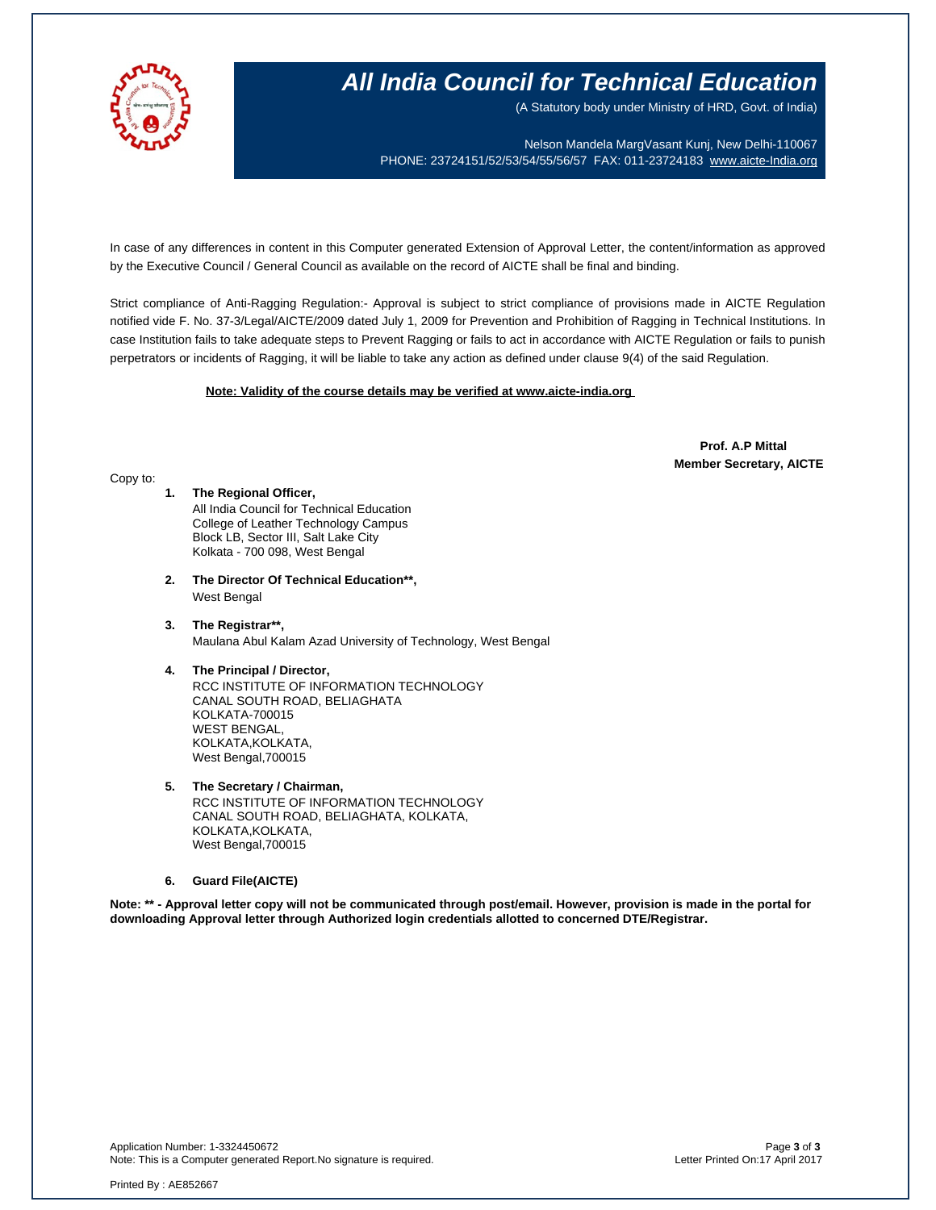# All India Council for Technical Education

(A Statutory body under Ministry of HRD, Govt. of India)

Nelson Mandela MargVasant Kunj, New Delhi-110067
PHONE: 23724151/52/53/54/55/56/57 FAX: 011-23724183 www.aicte-India.org

In case of any differences in content in this Computer generated Extension of Approval Letter, the content/information as approved by the Executive Council / General Council as available on the record of AICTE shall be final and binding.

Strict compliance of Anti-Ragging Regulation:- Approval is subject to strict compliance of provisions made in AICTE Regulation notified vide F. No. 37-3/Legal/AICTE/2009 dated July 1, 2009 for Prevention and Prohibition of Ragging in Technical Institutions. In case Institution fails to take adequate steps to Prevent Ragging or fails to act in accordance with AICTE Regulation or fails to punish perpetrators or incidents of Ragging, it will be liable to take any action as defined under clause 9(4) of the said Regulation.

**Note: Validity of the course details may be verified at www.aicte-india.org**

**Prof. A.P Mittal**
**Member Secretary, AICTE**

Copy to:

1. **The Regional Officer,**
   All India Council for Technical Education
   College of Leather Technology Campus
   Block LB, Sector III, Salt Lake City
   Kolkata - 700 098, West Bengal

2. **The Director Of Technical Education\*\*,**
   West Bengal

3. **The Registrar\*\*,**
   Maulana Abul Kalam Azad University of Technology, West Bengal

4. **The Principal / Director,**
   RCC INSTITUTE OF INFORMATION TECHNOLOGY
   CANAL SOUTH ROAD, BELIAGHATA
   KOLKATA-700015
   WEST BENGAL,
   KOLKATA,KOLKATA,
   West Bengal,700015

5. **The Secretary / Chairman,**
   RCC INSTITUTE OF INFORMATION TECHNOLOGY
   CANAL SOUTH ROAD, BELIAGHATA, KOLKATA,
   KOLKATA,KOLKATA,
   West Bengal,700015

6. **Guard File(AICTE)**

**Note: \*\* - Approval letter copy will not be communicated through post/email. However, provision is made in the portal for downloading Approval letter through Authorized login credentials allotted to concerned DTE/Registrar.**

Application Number: 1-3324450672
Note: This is a Computer generated Report.No signature is required.
Letter Printed On:17 April 2017

Printed By : AE852667